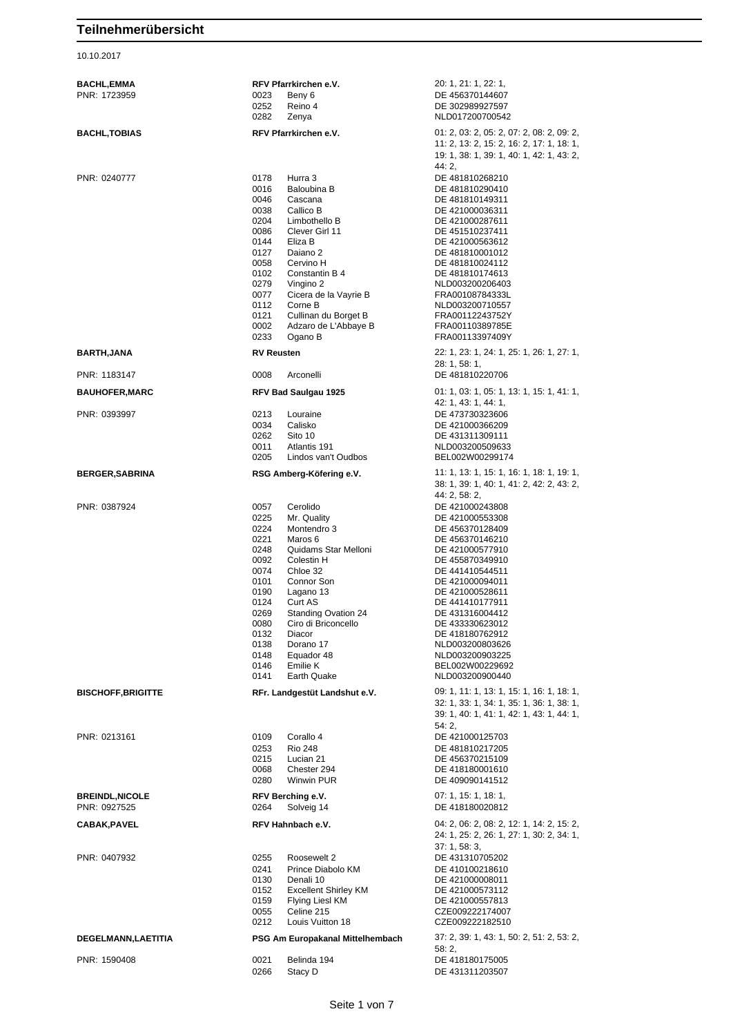# Teilnehmerübersicht

10.10.2017

| Reiter | Verein / Nr. | Pferd | Prüfungen / Lebensnummer |
|---|---|---|---|
| **BACHL,EMMA** | **RFV Pfarrkirchen e.V.** | | 20: 1, 21: 1, 22: 1, |
| PNR: 1723959 | 0023 | Beny 6 | DE 456370144607 |
| | 0252 | Reino 4 | DE 302989927597 |
| | 0282 | Zenya | NLD017200700542 |
| **BACHL,TOBIAS** | **RFV Pfarrkirchen e.V.** | | 01: 2, 03: 2, 05: 2, 07: 2, 08: 2, 09: 2, 11: 2, 13: 2, 15: 2, 16: 2, 17: 1, 18: 1, 19: 1, 38: 1, 39: 1, 40: 1, 42: 1, 43: 2, 44: 2, |
| PNR: 0240777 | 0178 | Hurra 3 | DE 481810268210 |
| | 0016 | Baloubina B | DE 481810290410 |
| | 0046 | Cascana | DE 481810149311 |
| | 0038 | Callico B | DE 421000036311 |
| | 0204 | Limbothello B | DE 421000287611 |
| | 0086 | Clever Girl 11 | DE 451510237411 |
| | 0144 | Eliza B | DE 421000563612 |
| | 0127 | Daiano 2 | DE 481810001012 |
| | 0058 | Cervino H | DE 481810024112 |
| | 0102 | Constantin B 4 | DE 481810174613 |
| | 0279 | Vingino 2 | NLD003200206403 |
| | 0077 | Cicera de la Vayrie B | FRA00108784333L |
| | 0112 | Corne B | NLD003200710557 |
| | 0121 | Cullinan du Borget B | FRA00112243752Y |
| | 0002 | Adzaro de L'Abbaye B | FRA00110389785E |
| | 0233 | Ogano B | FRA00113397409Y |
| **BARTH,JANA** | **RV Reusten** | | 22: 1, 23: 1, 24: 1, 25: 1, 26: 1, 27: 1, 28: 1, 58: 1, |
| PNR: 1183147 | 0008 | Arconelli | DE 481810220706 |
| **BAUHOFER,MARC** | **RFV Bad Saulgau 1925** | | 01: 1, 03: 1, 05: 1, 13: 1, 15: 1, 41: 1, 42: 1, 43: 1, 44: 1, |
| PNR: 0393997 | 0213 | Louraine | DE 473730323606 |
| | 0034 | Calisko | DE 421000366209 |
| | 0262 | Sito 10 | DE 431311309111 |
| | 0011 | Atlantis 191 | NLD003200509633 |
| | 0205 | Lindos van't Oudbos | BEL002W00299174 |
| **BERGER,SABRINA** | **RSG Amberg-Köfering e.V.** | | 11: 1, 13: 1, 15: 1, 16: 1, 18: 1, 19: 1, 38: 1, 39: 1, 40: 1, 41: 2, 42: 2, 43: 2, 44: 2, 58: 2, |
| PNR: 0387924 | 0057 | Cerolido | DE 421000243808 |
| | 0225 | Mr. Quality | DE 421000553308 |
| | 0224 | Montendro 3 | DE 456370128409 |
| | 0221 | Maros 6 | DE 456370146210 |
| | 0248 | Quidams Star Melloni | DE 421000577910 |
| | 0092 | Colestin H | DE 455870349910 |
| | 0074 | Chloe 32 | DE 441410544511 |
| | 0101 | Connor Son | DE 421000094011 |
| | 0190 | Lagano 13 | DE 421000528611 |
| | 0124 | Curt AS | DE 441410177911 |
| | 0269 | Standing Ovation 24 | DE 431316004412 |
| | 0080 | Ciro di Briconcello | DE 433330623012 |
| | 0132 | Diacor | DE 418180762912 |
| | 0138 | Dorano 17 | NLD003200803626 |
| | 0148 | Equador 48 | NLD003200903225 |
| | 0146 | Emilie K | BEL002W00229692 |
| | 0141 | Earth Quake | NLD003200900440 |
| **BISCHOFF,BRIGITTE** | **RFr. Landgestüt Landshut e.V.** | | 09: 1, 11: 1, 13: 1, 15: 1, 16: 1, 18: 1, 32: 1, 33: 1, 34: 1, 35: 1, 36: 1, 38: 1, 39: 1, 40: 1, 41: 1, 42: 1, 43: 1, 44: 1, 54: 2, |
| PNR: 0213161 | 0109 | Corallo 4 | DE 421000125703 |
| | 0253 | Rio 248 | DE 481810217205 |
| | 0215 | Lucian 21 | DE 456370215109 |
| | 0068 | Chester 294 | DE 418180001610 |
| | 0280 | Winwin PUR | DE 409090141512 |
| **BREINDL,NICOLE** | **RFV Berching e.V.** | | 07: 1, 15: 1, 18: 1, |
| PNR: 0927525 | 0264 | Solveig 14 | DE 418180020812 |
| **CABAK,PAVEL** | **RFV Hahnbach e.V.** | | 04: 2, 06: 2, 08: 2, 12: 1, 14: 2, 15: 2, 24: 1, 25: 2, 26: 1, 27: 1, 30: 2, 34: 1, 37: 1, 58: 3, |
| PNR: 0407932 | 0255 | Roosewelt 2 | DE 431310705202 |
| | 0241 | Prince Diabolo KM | DE 410100218610 |
| | 0130 | Denali 10 | DE 421000008011 |
| | 0152 | Excellent Shirley KM | DE 421000573112 |
| | 0159 | Flying Liesl KM | DE 421000557813 |
| | 0055 | Celine 215 | CZE009222174007 |
| | 0212 | Louis Vuitton 18 | CZE009222182510 |
| **DEGELMANN,LAETITIA** | **PSG Am Europakanal Mittelhembach** | | 37: 2, 39: 1, 43: 1, 50: 2, 51: 2, 53: 2, 58: 2, |
| PNR: 1590408 | 0021 | Belinda 194 | DE 418180175005 |
| | 0266 | Stacy D | DE 431311203507 |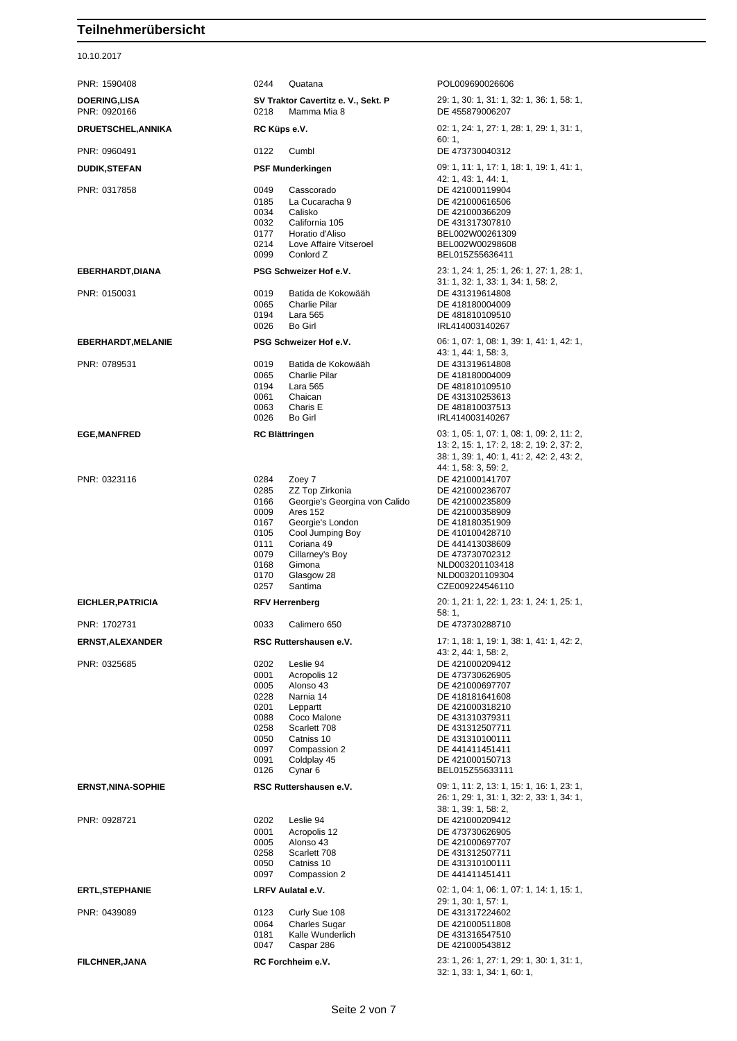# Teilnehmerübersicht

10.10.2017

| Teilnehmer | Verein / Pferd | Prüfungen / Lebensnummer |
|---|---|---|
| PNR: 1590408 | 0244 Quatana | POL009690026606 |
| **DOERING,LISA** | **SV Traktor Cavertitz e. V., Sekt. P** | 29: 1, 30: 1, 31: 1, 32: 1, 36: 1, 58: 1, |
| PNR: 0920166 | 0218 Mamma Mia 8 | DE 455879006207 |
| **DRUETSCHEL,ANNIKA** | **RC Küps e.V.** | 02: 1, 24: 1, 27: 1, 28: 1, 29: 1, 31: 1, 60: 1, |
| PNR: 0960491 | 0122 Cumbl | DE 473730040312 |
| **DUDIK,STEFAN** | **PSF Munderkingen** | 09: 1, 11: 1, 17: 1, 18: 1, 19: 1, 41: 1, 42: 1, 43: 1, 44: 1, |
| PNR: 0317858 | 0049 Casscorado | DE 421000119904 |
| | 0185 La Cucaracha 9 | DE 421000616506 |
| | 0034 Calisko | DE 421000366209 |
| | 0032 California 105 | DE 431317307810 |
| | 0177 Horatio d'Aliso | BEL002W00261309 |
| | 0214 Love Affaire Vitseroel | BEL002W00298608 |
| | 0099 Conlord Z | BEL015Z55636411 |
| **EBERHARDT,DIANA** | **PSG Schweizer Hof e.V.** | 23: 1, 24: 1, 25: 1, 26: 1, 27: 1, 28: 1, 31: 1, 32: 1, 33: 1, 34: 1, 58: 2, |
| PNR: 0150031 | 0019 Batida de Kokowääh | DE 431319614808 |
| | 0065 Charlie Pilar | DE 418180004009 |
| | 0194 Lara 565 | DE 481810109510 |
| | 0026 Bo Girl | IRL414003140267 |
| **EBERHARDT,MELANIE** | **PSG Schweizer Hof e.V.** | 06: 1, 07: 1, 08: 1, 39: 1, 41: 1, 42: 1, 43: 1, 44: 1, 58: 3, |
| PNR: 0789531 | 0019 Batida de Kokowääh | DE 431319614808 |
| | 0065 Charlie Pilar | DE 418180004009 |
| | 0194 Lara 565 | DE 481810109510 |
| | 0061 Chaican | DE 431310253613 |
| | 0063 Charis E | DE 481810037513 |
| | 0026 Bo Girl | IRL414003140267 |
| **EGE,MANFRED** | **RC Blättringen** | 03: 1, 05: 1, 07: 1, 08: 1, 09: 2, 11: 2, 13: 2, 15: 1, 17: 2, 18: 2, 19: 2, 37: 2, 38: 1, 39: 1, 40: 1, 41: 2, 42: 2, 43: 2, 44: 1, 58: 3, 59: 2, |
| PNR: 0323116 | 0284 Zoey 7 | DE 421000141707 |
| | 0285 ZZ Top Zirkonia | DE 421000236707 |
| | 0166 Georgie's Georgina von Calido | DE 421000235809 |
| | 0009 Ares 152 | DE 421000358909 |
| | 0167 Georgie's London | DE 418180351909 |
| | 0105 Cool Jumping Boy | DE 410100428710 |
| | 0111 Coriana 49 | DE 441413038609 |
| | 0079 Cillarney's Boy | DE 473730702312 |
| | 0168 Gimona | NLD003201103418 |
| | 0170 Glasgow 28 | NLD003201109304 |
| | 0257 Santima | CZE009224546110 |
| **EICHLER,PATRICIA** | **RFV Herrenberg** | 20: 1, 21: 1, 22: 1, 23: 1, 24: 1, 25: 1, 58: 1, |
| PNR: 1702731 | 0033 Calimero 650 | DE 473730288710 |
| **ERNST,ALEXANDER** | **RSC Ruttershausen e.V.** | 17: 1, 18: 1, 19: 1, 38: 1, 41: 1, 42: 2, 43: 2, 44: 1, 58: 2, |
| PNR: 0325685 | 0202 Leslie 94 | DE 421000209412 |
| | 0001 Acropolis 12 | DE 473730626905 |
| | 0005 Alonso 43 | DE 421000697707 |
| | 0228 Narnia 14 | DE 418181641608 |
| | 0201 Leppartt | DE 421000318210 |
| | 0088 Coco Malone | DE 431310379311 |
| | 0258 Scarlett 708 | DE 431312507711 |
| | 0050 Catniss 10 | DE 431310100111 |
| | 0097 Compassion 2 | DE 441411451411 |
| | 0091 Coldplay 45 | DE 421000150713 |
| | 0126 Cynar 6 | BEL015Z55633111 |
| **ERNST,NINA-SOPHIE** | **RSC Ruttershausen e.V.** | 09: 1, 11: 2, 13: 1, 15: 1, 16: 1, 23: 1, 26: 1, 29: 1, 31: 1, 32: 2, 33: 1, 34: 1, 38: 1, 39: 1, 58: 2, |
| PNR: 0928721 | 0202 Leslie 94 | DE 421000209412 |
| | 0001 Acropolis 12 | DE 473730626905 |
| | 0005 Alonso 43 | DE 421000697707 |
| | 0258 Scarlett 708 | DE 431312507711 |
| | 0050 Catniss 10 | DE 431310100111 |
| | 0097 Compassion 2 | DE 441411451411 |
| **ERTL,STEPHANIE** | **LRFV Aulatal e.V.** | 02: 1, 04: 1, 06: 1, 07: 1, 14: 1, 15: 1, 29: 1, 30: 1, 57: 1, |
| PNR: 0439089 | 0123 Curly Sue 108 | DE 431317224602 |
| | 0064 Charles Sugar | DE 421000511808 |
| | 0181 Kalle Wunderlich | DE 431316547510 |
| | 0047 Caspar 286 | DE 421000543812 |
| **FILCHNER,JANA** | **RC Forchheim e.V.** | 23: 1, 26: 1, 27: 1, 29: 1, 30: 1, 31: 1, 32: 1, 33: 1, 34: 1, 60: 1, |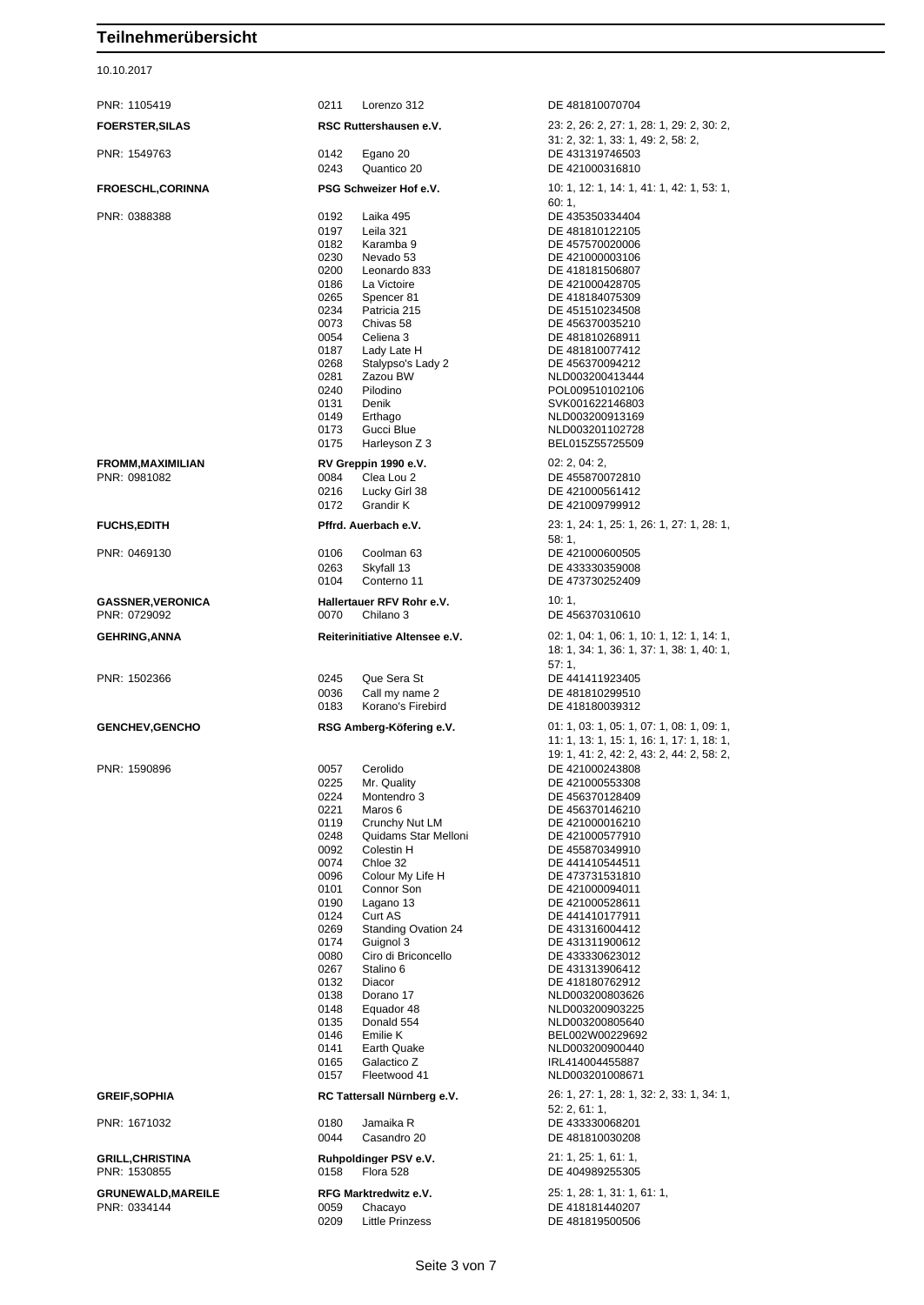# Teilnehmerübersicht

10.10.2017

| | | |
|---|---|---|
| PNR: 1105419 | 0211 Lorenzo 312 | DE 481810070704 |
| **FOERSTER,SILAS** | **RSC Ruttershausen e.V.** | 23: 2, 26: 2, 27: 1, 28: 1, 29: 2, 30: 2, 31: 2, 32: 1, 33: 1, 49: 2, 58: 2, |
| PNR: 1549763 | 0142 Egano 20 | DE 431319746503 |
| | 0243 Quantico 20 | DE 421000316810 |
| **FROESCHL,CORINNA** | **PSG Schweizer Hof e.V.** | 10: 1, 12: 1, 14: 1, 41: 1, 42: 1, 53: 1, 60: 1, |
| PNR: 0388388 | 0192 Laika 495 | DE 435350334404 |
| | 0197 Leila 321 | DE 481810122105 |
| | 0182 Karamba 9 | DE 457570020006 |
| | 0230 Nevado 53 | DE 421000003106 |
| | 0200 Leonardo 833 | DE 418181506807 |
| | 0186 La Victoire | DE 421000428705 |
| | 0265 Spencer 81 | DE 418184075309 |
| | 0234 Patricia 215 | DE 451510234508 |
| | 0073 Chivas 58 | DE 456370035210 |
| | 0054 Celiena 3 | DE 481810268911 |
| | 0187 Lady Late H | DE 481810077412 |
| | 0268 Stalypso's Lady 2 | DE 456370094212 |
| | 0281 Zazou BW | NLD003200413444 |
| | 0240 Pilodino | POL009510102106 |
| | 0131 Denik | SVK001622146803 |
| | 0149 Erthago | NLD003200913169 |
| | 0173 Gucci Blue | NLD003201102728 |
| | 0175 Harleyson Z 3 | BEL015Z55725509 |
| **FROMM,MAXIMILIAN** | **RV Greppin 1990 e.V.** | 02: 2, 04: 2, |
| PNR: 0981082 | 0084 Clea Lou 2 | DE 455870072810 |
| | 0216 Lucky Girl 38 | DE 421000561412 |
| | 0172 Grandir K | DE 421009799912 |
| **FUCHS,EDITH** | **Pffrd. Auerbach e.V.** | 23: 1, 24: 1, 25: 1, 26: 1, 27: 1, 28: 1, 58: 1, |
| PNR: 0469130 | 0106 Coolman 63 | DE 421000600505 |
| | 0263 Skyfall 13 | DE 433330359008 |
| | 0104 Conterno 11 | DE 473730252409 |
| **GASSNER,VERONICA** | **Hallertauer RFV Rohr e.V.** | 10: 1, |
| PNR: 0729092 | 0070 Chilano 3 | DE 456370310610 |
| **GEHRING,ANNA** | **Reiterinitiative Altensee e.V.** | 02: 1, 04: 1, 06: 1, 10: 1, 12: 1, 14: 1, 18: 1, 34: 1, 36: 1, 37: 1, 38: 1, 40: 1, 57: 1, |
| PNR: 1502366 | 0245 Que Sera St | DE 441411923405 |
| | 0036 Call my name 2 | DE 481810299510 |
| | 0183 Korano's Firebird | DE 418180039312 |
| **GENCHEV,GENCHO** | **RSG Amberg-Köfering e.V.** | 01: 1, 03: 1, 05: 1, 07: 1, 08: 1, 09: 1, 11: 1, 13: 1, 15: 1, 16: 1, 17: 1, 18: 1, 19: 1, 41: 2, 42: 2, 43: 2, 44: 2, 58: 2, |
| PNR: 1590896 | 0057 Cerolido | DE 421000243808 |
| | 0225 Mr. Quality | DE 421000553308 |
| | 0224 Montendro 3 | DE 456370128409 |
| | 0221 Maros 6 | DE 456370146210 |
| | 0119 Crunchy Nut LM | DE 421000016210 |
| | 0248 Quidams Star Melloni | DE 421000577910 |
| | 0092 Colestin H | DE 455870349910 |
| | 0074 Chloe 32 | DE 441410544511 |
| | 0096 Colour My Life H | DE 473731531810 |
| | 0101 Connor Son | DE 421000094011 |
| | 0190 Lagano 13 | DE 421000528611 |
| | 0124 Curt AS | DE 441410177911 |
| | 0269 Standing Ovation 24 | DE 431316004412 |
| | 0174 Guignol 3 | DE 431311900612 |
| | 0080 Ciro di Briconcello | DE 433330623012 |
| | 0267 Stalino 6 | DE 431313906412 |
| | 0132 Diacor | DE 418180762912 |
| | 0138 Dorano 17 | NLD003200803626 |
| | 0148 Equador 48 | NLD003200903225 |
| | 0135 Donald 554 | NLD003200805640 |
| | 0146 Emilie K | BEL002W00229692 |
| | 0141 Earth Quake | NLD003200900440 |
| | 0165 Galactico Z | IRL414004455887 |
| | 0157 Fleetwood 41 | NLD003201008671 |
| **GREIF,SOPHIA** | **RC Tattersall Nürnberg e.V.** | 26: 1, 27: 1, 28: 1, 32: 2, 33: 1, 34: 1, 52: 2, 61: 1, |
| PNR: 1671032 | 0180 Jamaika R | DE 433330068201 |
| | 0044 Casandro 20 | DE 481810030208 |
| **GRILL,CHRISTINA** | **Ruhpoldinger PSV e.V.** | 21: 1, 25: 1, 61: 1, |
| PNR: 1530855 | 0158 Flora 528 | DE 404989255305 |
| **GRUNEWALD,MAREILE** | **RFG Marktredwitz e.V.** | 25: 1, 28: 1, 31: 1, 61: 1, |
| PNR: 0334144 | 0059 Chacayo | DE 418181440207 |
| | 0209 Little Prinzess | DE 481819500506 |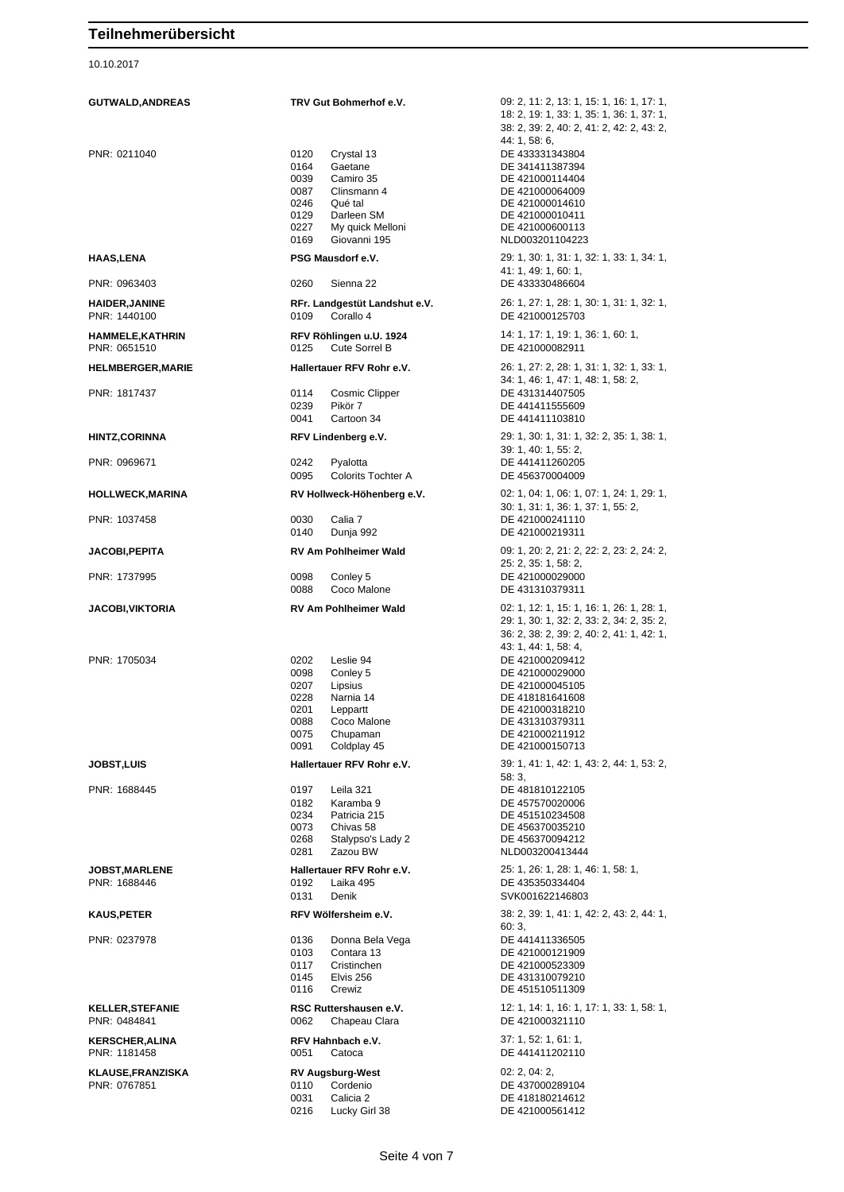# Teilnehmerübersicht

10.10.2017

| Teilnehmer | Verein / Pferde | Prüfungen / Lebensnummer |
|---|---|---|
| **GUTWALD,ANDREAS** | **TRV Gut Bohmerhof e.V.** | 09: 2, 11: 2, 13: 1, 15: 1, 16: 1, 17: 1, 18: 2, 19: 1, 33: 1, 35: 1, 36: 1, 37: 1, 38: 2, 39: 2, 40: 2, 41: 2, 42: 2, 43: 2, 44: 1, 58: 6, |
| PNR: 0211040 | 0120 Crystal 13 | DE 433331343804 |
| | 0164 Gaetane | DE 341411387394 |
| | 0039 Camiro 35 | DE 421000114404 |
| | 0087 Clinsmann 4 | DE 421000064009 |
| | 0246 Qué tal | DE 421000014610 |
| | 0129 Darleen SM | DE 421000010411 |
| | 0227 My quick Melloni | DE 421000600113 |
| | 0169 Giovanni 195 | NLD003201104223 |
| **HAAS,LENA** | **PSG Mausdorf e.V.** | 29: 1, 30: 1, 31: 1, 32: 1, 33: 1, 34: 1, 41: 1, 49: 1, 60: 1, |
| PNR: 0963403 | 0260 Sienna 22 | DE 433330486604 |
| **HAIDER,JANINE** | **RFr. Landgestüt Landshut e.V.** | 26: 1, 27: 1, 28: 1, 30: 1, 31: 1, 32: 1, |
| PNR: 1440100 | 0109 Corallo 4 | DE 421000125703 |
| **HAMMELE,KATHRIN** | **RFV Röhlingen u.U. 1924** | 14: 1, 17: 1, 19: 1, 36: 1, 60: 1, |
| PNR: 0651510 | 0125 Cute Sorrel B | DE 421000082911 |
| **HELMBERGER,MARIE** | **Hallertauer RFV Rohr e.V.** | 26: 1, 27: 2, 28: 1, 31: 1, 32: 1, 33: 1, 34: 1, 46: 1, 47: 1, 48: 1, 58: 2, |
| PNR: 1817437 | 0114 Cosmic Clipper | DE 431314407505 |
| | 0239 Pikör 7 | DE 441411555609 |
| | 0041 Cartoon 34 | DE 441411103810 |
| **HINTZ,CORINNA** | **RFV Lindenberg e.V.** | 29: 1, 30: 1, 31: 1, 32: 2, 35: 1, 38: 1, 39: 1, 40: 1, 55: 2, |
| PNR: 0969671 | 0242 Pyalotta | DE 441411260205 |
| | 0095 Colorits Tochter A | DE 456370004009 |
| **HOLLWECK,MARINA** | **RV Hollweck-Höhenberg e.V.** | 02: 1, 04: 1, 06: 1, 07: 1, 24: 1, 29: 1, 30: 1, 31: 1, 36: 1, 37: 1, 55: 2, |
| PNR: 1037458 | 0030 Calia 7 | DE 421000241110 |
| | 0140 Dunja 992 | DE 421000219311 |
| **JACOBI,PEPITA** | **RV Am Pohlheimer Wald** | 09: 1, 20: 2, 21: 2, 22: 2, 23: 2, 24: 2, 25: 2, 35: 1, 58: 2, |
| PNR: 1737995 | 0098 Conley 5 | DE 421000029000 |
| | 0088 Coco Malone | DE 431310379311 |
| **JACOBI,VIKTORIA** | **RV Am Pohlheimer Wald** | 02: 1, 12: 1, 15: 1, 16: 1, 26: 1, 28: 1, 29: 1, 30: 1, 32: 2, 33: 2, 34: 2, 35: 2, 36: 2, 38: 2, 39: 2, 40: 2, 41: 1, 42: 1, 43: 1, 44: 1, 58: 4, |
| PNR: 1705034 | 0202 Leslie 94 | DE 421000209412 |
| | 0098 Conley 5 | DE 421000029000 |
| | 0207 Lipsius | DE 421000045105 |
| | 0228 Narnia 14 | DE 418181641608 |
| | 0201 Leppartt | DE 421000318210 |
| | 0088 Coco Malone | DE 431310379311 |
| | 0075 Chupaman | DE 421000211912 |
| | 0091 Coldplay 45 | DE 421000150713 |
| **JOBST,LUIS** | **Hallertauer RFV Rohr e.V.** | 39: 1, 41: 1, 42: 1, 43: 2, 44: 1, 53: 2, 58: 3, |
| PNR: 1688445 | 0197 Leila 321 | DE 481810122105 |
| | 0182 Karamba 9 | DE 457570020006 |
| | 0234 Patricia 215 | DE 451510234508 |
| | 0073 Chivas 58 | DE 456370035210 |
| | 0268 Stalypso's Lady 2 | DE 456370094212 |
| | 0281 Zazou BW | NLD003200413444 |
| **JOBST,MARLENE** | **Hallertauer RFV Rohr e.V.** | 25: 1, 26: 1, 28: 1, 46: 1, 58: 1, |
| PNR: 1688446 | 0192 Laika 495 | DE 435350334404 |
| | 0131 Denik | SVK001622146803 |
| **KAUS,PETER** | **RFV Wölfersheim e.V.** | 38: 2, 39: 1, 41: 1, 42: 2, 43: 2, 44: 1, 60: 3, |
| PNR: 0237978 | 0136 Donna Bela Vega | DE 441411336505 |
| | 0103 Contara 13 | DE 421000121909 |
| | 0117 Cristinchen | DE 421000523309 |
| | 0145 Elvis 256 | DE 431310079210 |
| | 0116 Crewiz | DE 451510511309 |
| **KELLER,STEFANIE** | **RSC Ruttershausen e.V.** | 12: 1, 14: 1, 16: 1, 17: 1, 33: 1, 58: 1, |
| PNR: 0484841 | 0062 Chapeau Clara | DE 421000321110 |
| **KERSCHER,ALINA** | **RFV Hahnbach e.V.** | 37: 1, 52: 1, 61: 1, |
| PNR: 1181458 | 0051 Catoca | DE 441411202110 |
| **KLAUSE,FRANZISKA** | **RV Augsburg-West** | 02: 2, 04: 2, |
| PNR: 0767851 | 0110 Cordenio | DE 437000289104 |
| | 0031 Calicia 2 | DE 418180214612 |
| | 0216 Lucky Girl 38 | DE 421000561412 |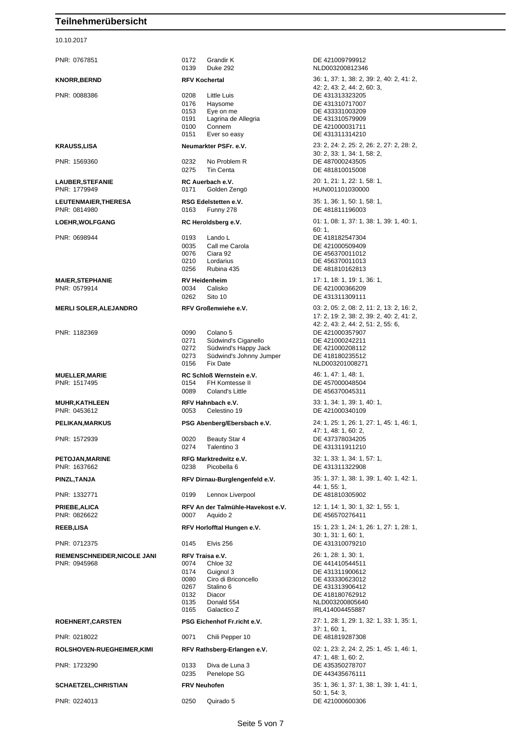# Teilnehmerübersicht

10.10.2017

| Teilnehmer | Verein / Pferd | Prüfungen / Lebensnummer |
|---|---|---|
| PNR: 0767851 | 0172 Grandir K | DE 421009799912 |
| | 0139 Duke 292 | NLD003200812346 |
| **KNORR,BERND** | **RFV Kochertal** | 36: 1, 37: 1, 38: 2, 39: 2, 40: 2, 41: 2, 42: 2, 43: 2, 44: 2, 60: 3, |
| PNR: 0088386 | 0208 Little Luis | DE 431313323205 |
| | 0176 Haysome | DE 431310717007 |
| | 0153 Eye on me | DE 433331003209 |
| | 0191 Lagrina de Allegria | DE 431310579909 |
| | 0100 Connem | DE 421000031711 |
| | 0151 Ever so easy | DE 431311314210 |
| **KRAUSS,LISA** | **Neumarkter PSFr. e.V.** | 23: 2, 24: 2, 25: 2, 26: 2, 27: 2, 28: 2, 30: 2, 33: 1, 34: 1, 58: 2, |
| PNR: 1569360 | 0232 No Problem R | DE 487000243505 |
| | 0275 Tin Centa | DE 481810015008 |
| **LAUBER,STEFANIE** | **RC Auerbach e.V.** | 20: 1, 21: 1, 22: 1, 58: 1, |
| PNR: 1779949 | 0171 Golden Zengö | HUN001101030000 |
| **LEUTENMAIER,THERESA** | **RSG Edelstetten e.V.** | 35: 1, 36: 1, 50: 1, 58: 1, |
| PNR: 0814980 | 0163 Funny 278 | DE 481811196003 |
| **LOEHR,WOLFGANG** | **RC Heroldsberg e.V.** | 01: 1, 08: 1, 37: 1, 38: 1, 39: 1, 40: 1, 60: 1, |
| PNR: 0698944 | 0193 Lando L | DE 418182547304 |
| | 0035 Call me Carola | DE 421000509409 |
| | 0076 Ciara 92 | DE 456370011012 |
| | 0210 Lordarius | DE 456370011013 |
| | 0256 Rubina 435 | DE 481810162813 |
| **MAIER,STEPHANIE** | **RV Heidenheim** | 17: 1, 18: 1, 19: 1, 36: 1, |
| PNR: 0579914 | 0034 Calisko | DE 421000366209 |
| | 0262 Sito 10 | DE 431311309111 |
| **MERLI SOLER,ALEJANDRO** | **RFV Großenwiehe e.V.** | 03: 2, 05: 2, 08: 2, 11: 2, 13: 2, 16: 2, 17: 2, 19: 2, 38: 2, 39: 2, 40: 2, 41: 2, 42: 2, 43: 2, 44: 2, 51: 2, 55: 6, |
| PNR: 1182369 | 0090 Colano 5 | DE 421000357907 |
| | 0271 Südwind's Ciganello | DE 421000242211 |
| | 0272 Südwind's Happy Jack | DE 421000208112 |
| | 0273 Südwind's Johnny Jumper | DE 418180235512 |
| | 0156 Fix Date | NLD003201008271 |
| **MUELLER,MARIE** | **RC Schloß Wernstein e.V.** | 46: 1, 47: 1, 48: 1, |
| PNR: 1517495 | 0154 FH Komtesse II | DE 457000048504 |
| | 0089 Coland's Little | DE 456370045311 |
| **MUHR,KATHLEEN** | **RFV Hahnbach e.V.** | 33: 1, 34: 1, 39: 1, 40: 1, |
| PNR: 0453612 | 0053 Celestino 19 | DE 421000340109 |
| **PELIKAN,MARKUS** | **PSG Abenberg/Ebersbach e.V.** | 24: 1, 25: 1, 26: 1, 27: 1, 45: 1, 46: 1, 47: 1, 48: 1, 60: 2, |
| PNR: 1572939 | 0020 Beauty Star 4 | DE 437378034205 |
| | 0274 Talentino 3 | DE 431311911210 |
| **PETOJAN,MARINE** | **RFG Marktredwitz e.V.** | 32: 1, 33: 1, 34: 1, 57: 1, |
| PNR: 1637662 | 0238 Picobella 6 | DE 431311322908 |
| **PINZL,TANJA** | **RFV Dirnau-Burglengenfeld e.V.** | 35: 1, 37: 1, 38: 1, 39: 1, 40: 1, 42: 1, 44: 1, 55: 1, |
| PNR: 1332771 | 0199 Lennox Liverpool | DE 481810305902 |
| **PRIEBE,ALICA** | **RFV An der Talmühle-Havekost e.V.** | 12: 1, 14: 1, 30: 1, 32: 1, 55: 1, |
| PNR: 0826622 | 0007 Aquido 2 | DE 456570276411 |
| **REEB,LISA** | **RFV Horlofftal Hungen e.V.** | 15: 1, 23: 1, 24: 1, 26: 1, 27: 1, 28: 1, 30: 1, 31: 1, 60: 1, |
| PNR: 0712375 | 0145 Elvis 256 | DE 431310079210 |
| **RIEMENSCHNEIDER,NICOLE JANI** | **RFV Traisa e.V.** | 26: 1, 28: 1, 30: 1, |
| PNR: 0945968 | 0074 Chloe 32 | DE 441410544511 |
| | 0174 Guignol 3 | DE 431311900612 |
| | 0080 Ciro di Briconcello | DE 433330623012 |
| | 0267 Stalino 6 | DE 431313906412 |
| | 0132 Diacor | DE 418180762912 |
| | 0135 Donald 554 | NLD003200805640 |
| | 0165 Galactico Z | IRL414004455887 |
| **ROEHNERT,CARSTEN** | **PSG Eichenhof Fr.richt e.V.** | 27: 1, 28: 1, 29: 1, 32: 1, 33: 1, 35: 1, 37: 1, 60: 1, |
| PNR: 0218022 | 0071 Chili Pepper 10 | DE 481819287308 |
| **ROLSHOVEN-RUEGHEIMER,KIMI** | **RFV Rathsberg-Erlangen e.V.** | 02: 1, 23: 2, 24: 2, 25: 1, 45: 1, 46: 1, 47: 1, 48: 1, 60: 2, |
| PNR: 1723290 | 0133 Diva de Luna 3 | DE 435350278707 |
| | 0235 Penelope SG | DE 443435676111 |
| **SCHAETZEL,CHRISTIAN** | **FRV Neuhofen** | 35: 1, 36: 1, 37: 1, 38: 1, 39: 1, 41: 1, 50: 1, 54: 3, |
| PNR: 0224013 | 0250 Quirado 5 | DE 421000600306 |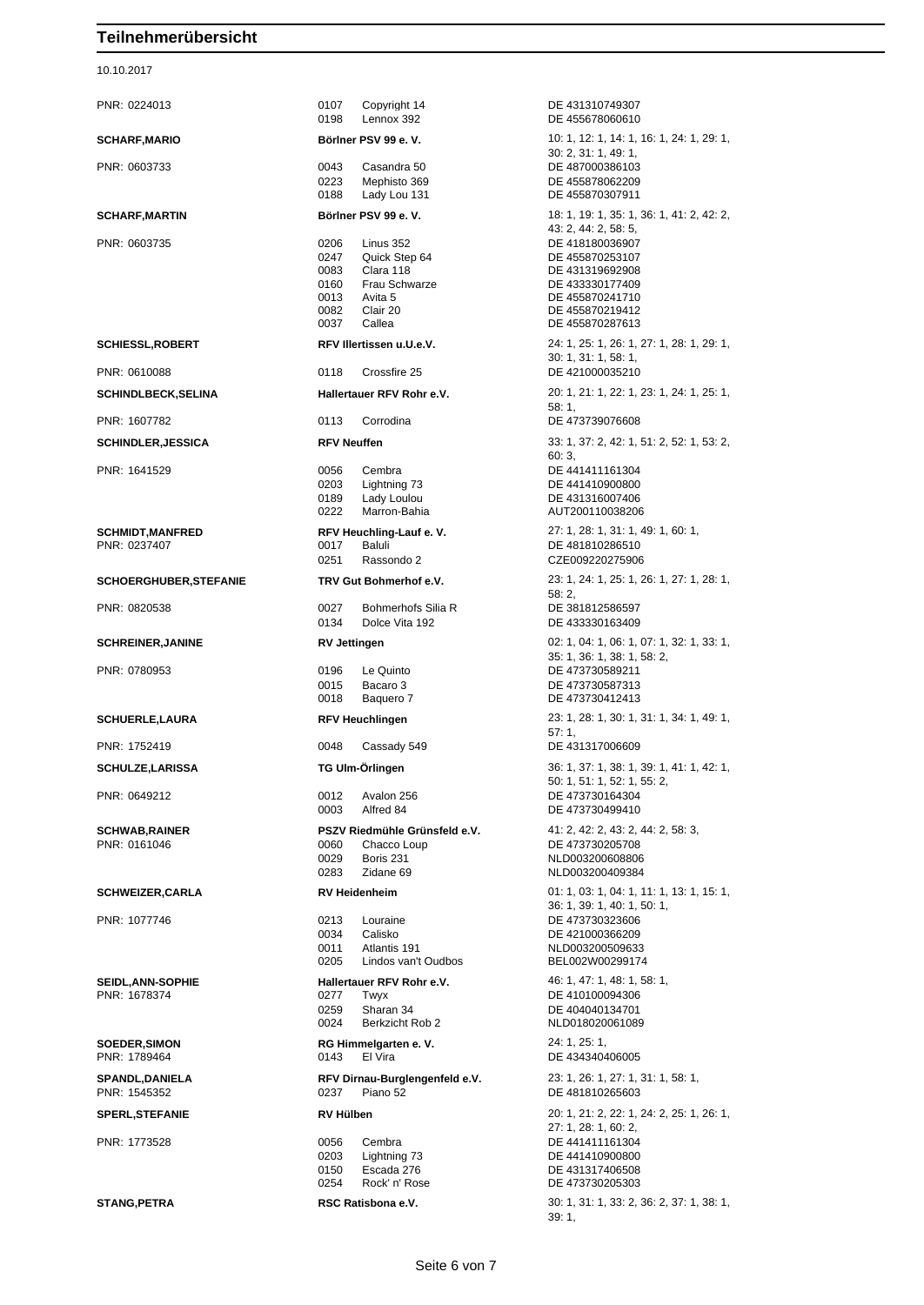# Teilnehmerübersicht

10.10.2017

| Teilnehmer | Verein / Pferd | Prüfungen / Lebensnummer |
|---|---|---|
| PNR: 0224013 | 0107 Copyright 14 | DE 431310749307 |
| | 0198 Lennox 392 | DE 455678060610 |
| **SCHARF,MARIO** | **Börlner PSV 99 e. V.** | 10: 1, 12: 1, 14: 1, 16: 1, 24: 1, 29: 1, 30: 2, 31: 1, 49: 1, |
| PNR: 0603733 | 0043 Casandra 50 | DE 487000386103 |
| | 0223 Mephisto 369 | DE 455878062209 |
| | 0188 Lady Lou 131 | DE 455870307911 |
| **SCHARF,MARTIN** | **Börlner PSV 99 e. V.** | 18: 1, 19: 1, 35: 1, 36: 1, 41: 2, 42: 2, 43: 2, 44: 2, 58: 5, |
| PNR: 0603735 | 0206 Linus 352 | DE 418180036907 |
| | 0247 Quick Step 64 | DE 455870253107 |
| | 0083 Clara 118 | DE 431319692908 |
| | 0160 Frau Schwarze | DE 433330177409 |
| | 0013 Avita 5 | DE 455870241710 |
| | 0082 Clair 20 | DE 455870219412 |
| | 0037 Callea | DE 455870287613 |
| **SCHIESSL,ROBERT** | **RFV Illertissen u.U.e.V.** | 24: 1, 25: 1, 26: 1, 27: 1, 28: 1, 29: 1, 30: 1, 31: 1, 58: 1, |
| PNR: 0610088 | 0118 Crossfire 25 | DE 421000035210 |
| **SCHINDLBECK,SELINA** | **Hallertauer RFV Rohr e.V.** | 20: 1, 21: 1, 22: 1, 23: 1, 24: 1, 25: 1, 58: 1, |
| PNR: 1607782 | 0113 Corrodina | DE 473739076608 |
| **SCHINDLER,JESSICA** | **RFV Neuffen** | 33: 1, 37: 2, 42: 1, 51: 2, 52: 1, 53: 2, 60: 3, |
| PNR: 1641529 | 0056 Cembra | DE 441411161304 |
| | 0203 Lightning 73 | DE 441410900800 |
| | 0189 Lady Loulou | DE 431316007406 |
| | 0222 Marron-Bahia | AUT200110038206 |
| **SCHMIDT,MANFRED** | **RFV Heuchling-Lauf e. V.** | 27: 1, 28: 1, 31: 1, 49: 1, 60: 1, |
| PNR: 0237407 | 0017 Baluli | DE 481810286510 |
| | 0251 Rassondo 2 | CZE009220275906 |
| **SCHOERGHUBER,STEFANIE** | **TRV Gut Bohmerhof e.V.** | 23: 1, 24: 1, 25: 1, 26: 1, 27: 1, 28: 1, 58: 2, |
| PNR: 0820538 | 0027 Bohmerhofs Silia R | DE 381812586597 |
| | 0134 Dolce Vita 192 | DE 433330163409 |
| **SCHREINER,JANINE** | **RV Jettingen** | 02: 1, 04: 1, 06: 1, 07: 1, 32: 1, 33: 1, 35: 1, 36: 1, 38: 1, 58: 2, |
| PNR: 0780953 | 0196 Le Quinto | DE 473730589211 |
| | 0015 Bacaro 3 | DE 473730587313 |
| | 0018 Baquero 7 | DE 473730412413 |
| **SCHUERLE,LAURA** | **RFV Heuchlingen** | 23: 1, 28: 1, 30: 1, 31: 1, 34: 1, 49: 1, 57: 1, |
| PNR: 1752419 | 0048 Cassady 549 | DE 431317006609 |
| **SCHULZE,LARISSA** | **TG Ulm-Örlingen** | 36: 1, 37: 1, 38: 1, 39: 1, 41: 1, 42: 1, 50: 1, 51: 1, 52: 1, 55: 2, |
| PNR: 0649212 | 0012 Avalon 256 | DE 473730164304 |
| | 0003 Alfred 84 | DE 473730499410 |
| **SCHWAB,RAINER** | **PSZV Riedmühle Grünsfeld e.V.** | 41: 2, 42: 2, 43: 2, 44: 2, 58: 3, |
| PNR: 0161046 | 0060 Chacco Loup | DE 473730205708 |
| | 0029 Boris 231 | NLD003200608806 |
| | 0283 Zidane 69 | NLD003200409384 |
| **SCHWEIZER,CARLA** | **RV Heidenheim** | 01: 1, 03: 1, 04: 1, 11: 1, 13: 1, 15: 1, 36: 1, 39: 1, 40: 1, 50: 1, |
| PNR: 1077746 | 0213 Louraine | DE 473730323606 |
| | 0034 Calisko | DE 421000366209 |
| | 0011 Atlantis 191 | NLD003200509633 |
| | 0205 Lindos van't Oudbos | BEL002W00299174 |
| **SEIDL,ANN-SOPHIE** | **Hallertauer RFV Rohr e.V.** | 46: 1, 47: 1, 48: 1, 58: 1, |
| PNR: 1678374 | 0277 Twyx | DE 410100094306 |
| | 0259 Sharan 34 | DE 404040134701 |
| | 0024 Berkzicht Rob 2 | NLD018020061089 |
| **SOEDER,SIMON** | **RG Himmelgarten e. V.** | 24: 1, 25: 1, |
| PNR: 1789464 | 0143 El Vira | DE 434340406005 |
| **SPANDL,DANIELA** | **RFV Dirnau-Burglengenfeld e.V.** | 23: 1, 26: 1, 27: 1, 31: 1, 58: 1, |
| PNR: 1545352 | 0237 Piano 52 | DE 481810265603 |
| **SPERL,STEFANIE** | **RV Hülben** | 20: 1, 21: 2, 22: 1, 24: 2, 25: 1, 26: 1, 27: 1, 28: 1, 60: 2, |
| PNR: 1773528 | 0056 Cembra | DE 441411161304 |
| | 0203 Lightning 73 | DE 441410900800 |
| | 0150 Escada 276 | DE 431317406508 |
| | 0254 Rock' n' Rose | DE 473730205303 |
| **STANG,PETRA** | **RSC Ratisbona e.V.** | 30: 1, 31: 1, 33: 2, 36: 2, 37: 1, 38: 1, 39: 1, |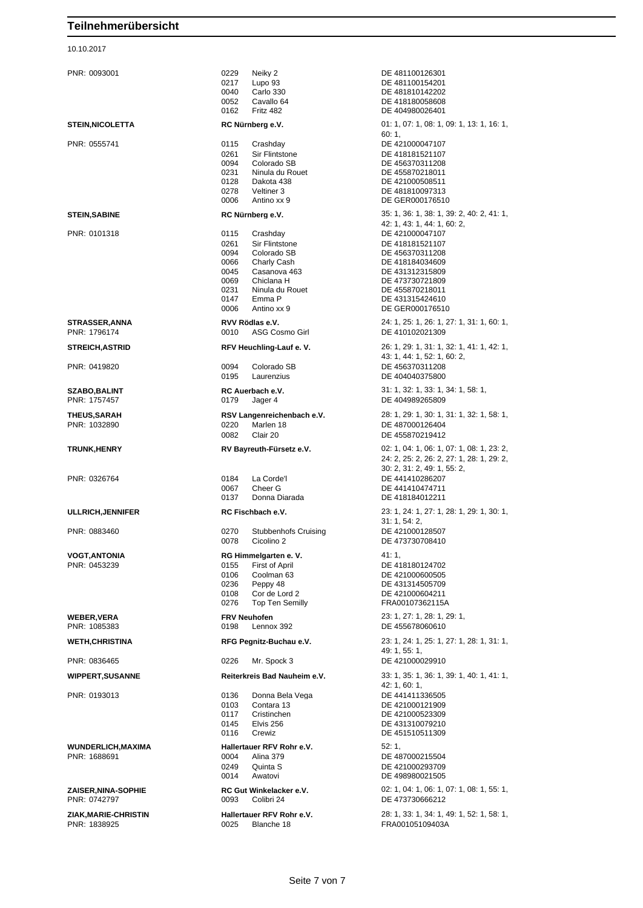# Teilnehmerübersicht

10.10.2017

| | | | |
|---|---|---|---|
| PNR: 0093001 | 0229 | Neiky 2 | DE 481100126301 |
| | 0217 | Lupo 93 | DE 481100154201 |
| | 0040 | Carlo 330 | DE 481810142202 |
| | 0052 | Cavallo 64 | DE 418180058608 |
| | 0162 | Fritz 482 | DE 404980026401 |
| **STEIN,NICOLETTA** | | **RC Nürnberg e.V.** | 01: 1, 07: 1, 08: 1, 09: 1, 13: 1, 16: 1, 60: 1, |
| PNR: 0555741 | 0115 | Crashday | DE 421000047107 |
| | 0261 | Sir Flintstone | DE 418181521107 |
| | 0094 | Colorado SB | DE 456370311208 |
| | 0231 | Ninula du Rouet | DE 455870218011 |
| | 0128 | Dakota 438 | DE 421000508511 |
| | 0278 | Veltiner 3 | DE 481810097313 |
| | 0006 | Antino xx 9 | DE GER000176510 |
| **STEIN,SABINE** | | **RC Nürnberg e.V.** | 35: 1, 36: 1, 38: 1, 39: 2, 40: 2, 41: 1, 42: 1, 43: 1, 44: 1, 60: 2, |
| PNR: 0101318 | 0115 | Crashday | DE 421000047107 |
| | 0261 | Sir Flintstone | DE 418181521107 |
| | 0094 | Colorado SB | DE 456370311208 |
| | 0066 | Charly Cash | DE 418184034609 |
| | 0045 | Casanova 463 | DE 431312315809 |
| | 0069 | Chiclana H | DE 473730721809 |
| | 0231 | Ninula du Rouet | DE 455870218011 |
| | 0147 | Emma P | DE 431315424610 |
| | 0006 | Antino xx 9 | DE GER000176510 |
| **STRASSER,ANNA** | | **RVV Rödlas e.V.** | 24: 1, 25: 1, 26: 1, 27: 1, 31: 1, 60: 1, |
| PNR: 1796174 | 0010 | ASG Cosmo Girl | DE 410102021309 |
| **STREICH,ASTRID** | | **RFV Heuchling-Lauf e. V.** | 26: 1, 29: 1, 31: 1, 32: 1, 41: 1, 42: 1, 43: 1, 44: 1, 52: 1, 60: 2, |
| PNR: 0419820 | 0094 | Colorado SB | DE 456370311208 |
| | 0195 | Laurenzius | DE 404040375800 |
| **SZABO,BALINT** | | **RC Auerbach e.V.** | 31: 1, 32: 1, 33: 1, 34: 1, 58: 1, |
| PNR: 1757457 | 0179 | Jager 4 | DE 404989265809 |
| **THEUS,SARAH** | | **RSV Langenreichenbach e.V.** | 28: 1, 29: 1, 30: 1, 31: 1, 32: 1, 58: 1, |
| PNR: 1032890 | 0220 | Marlen 18 | DE 487000126404 |
| | 0082 | Clair 20 | DE 455870219412 |
| **TRUNK,HENRY** | | **RV Bayreuth-Fürsetz e.V.** | 02: 1, 04: 1, 06: 1, 07: 1, 08: 1, 23: 2, 24: 2, 25: 2, 26: 2, 27: 1, 28: 1, 29: 2, 30: 2, 31: 2, 49: 1, 55: 2, |
| PNR: 0326764 | 0184 | La Corde'l | DE 441410286207 |
| | 0067 | Cheer G | DE 441410474711 |
| | 0137 | Donna Diarada | DE 418184012211 |
| **ULLRICH,JENNIFER** | | **RC Fischbach e.V.** | 23: 1, 24: 1, 27: 1, 28: 1, 29: 1, 30: 1, 31: 1, 54: 2, |
| PNR: 0883460 | 0270 | Stubbenhofs Cruising | DE 421000128507 |
| | 0078 | Cicolino 2 | DE 473730708410 |
| **VOGT,ANTONIA** | | **RG Himmelgarten e. V.** | 41: 1, |
| PNR: 0453239 | 0155 | First of April | DE 418180124702 |
| | 0106 | Coolman 63 | DE 421000600505 |
| | 0236 | Peppy 48 | DE 431314505709 |
| | 0108 | Cor de Lord 2 | DE 421000604211 |
| | 0276 | Top Ten Semilly | FRA00107362115A |
| **WEBER,VERA** | | **FRV Neuhofen** | 23: 1, 27: 1, 28: 1, 29: 1, |
| PNR: 1085383 | 0198 | Lennox 392 | DE 455678060610 |
| **WETH,CHRISTINA** | | **RFG Pegnitz-Buchau e.V.** | 23: 1, 24: 1, 25: 1, 27: 1, 28: 1, 31: 1, 49: 1, 55: 1, |
| PNR: 0836465 | 0226 | Mr. Spock 3 | DE 421000029910 |
| **WIPPERT,SUSANNE** | | **Reiterkreis Bad Nauheim e.V.** | 33: 1, 35: 1, 36: 1, 39: 1, 40: 1, 41: 1, 42: 1, 60: 1, |
| PNR: 0193013 | 0136 | Donna Bela Vega | DE 441411336505 |
| | 0103 | Contara 13 | DE 421000121909 |
| | 0117 | Cristinchen | DE 421000523309 |
| | 0145 | Elvis 256 | DE 431310079210 |
| | 0116 | Crewiz | DE 451510511309 |
| **WUNDERLICH,MAXIMA** | | **Hallertauer RFV Rohr e.V.** | 52: 1, |
| PNR: 1688691 | 0004 | Alina 379 | DE 487000215504 |
| | 0249 | Quinta S | DE 421000293709 |
| | 0014 | Awatovi | DE 498980021505 |
| **ZAISER,NINA-SOPHIE** | | **RC Gut Winkelacker e.V.** | 02: 1, 04: 1, 06: 1, 07: 1, 08: 1, 55: 1, |
| PNR: 0742797 | 0093 | Colibri 24 | DE 473730666212 |
| **ZIAK,MARIE-CHRISTIN** | | **Hallertauer RFV Rohr e.V.** | 28: 1, 33: 1, 34: 1, 49: 1, 52: 1, 58: 1, |
| PNR: 1838925 | 0025 | Blanche 18 | FRA00105109403A |